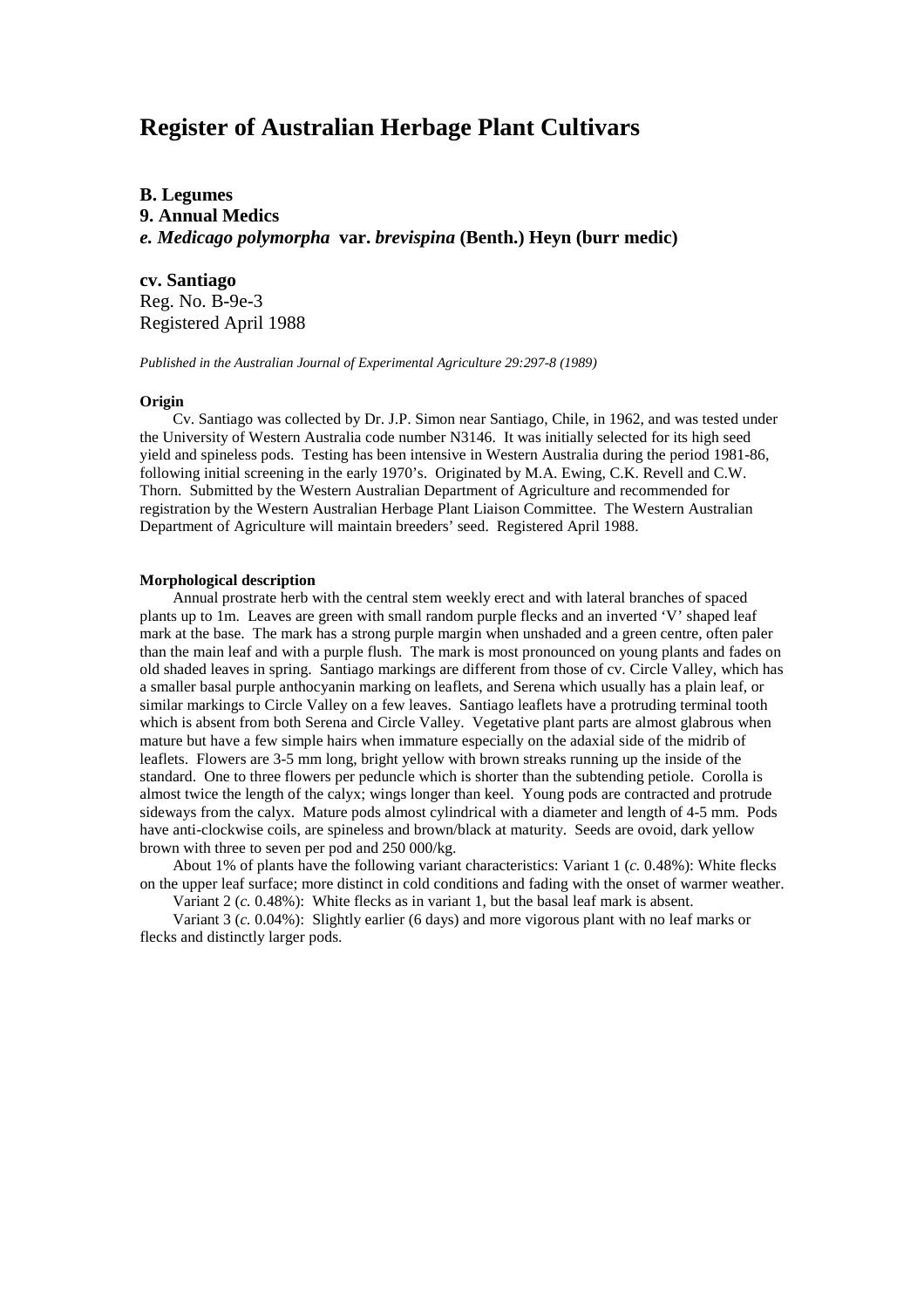# Register of Australian Herbage Plant Cultivars

**B. Legumes**
**9. Annual Medics**
***e. Medicago polymorpha* var. *brevispina* (Benth.) Heyn (burr medic)**

**cv. Santiago**
Reg. No. B-9e-3
Registered April 1988

*Published in the Australian Journal of Experimental Agriculture 29:297-8 (1989)*

**Origin**

Cv. Santiago was collected by Dr. J.P. Simon near Santiago, Chile, in 1962, and was tested under the University of Western Australia code number N3146. It was initially selected for its high seed yield and spineless pods. Testing has been intensive in Western Australia during the period 1981-86, following initial screening in the early 1970's. Originated by M.A. Ewing, C.K. Revell and C.W. Thorn. Submitted by the Western Australian Department of Agriculture and recommended for registration by the Western Australian Herbage Plant Liaison Committee. The Western Australian Department of Agriculture will maintain breeders' seed. Registered April 1988.

**Morphological description**

Annual prostrate herb with the central stem weekly erect and with lateral branches of spaced plants up to 1m. Leaves are green with small random purple flecks and an inverted 'V' shaped leaf mark at the base. The mark has a strong purple margin when unshaded and a green centre, often paler than the main leaf and with a purple flush. The mark is most pronounced on young plants and fades on old shaded leaves in spring. Santiago markings are different from those of cv. Circle Valley, which has a smaller basal purple anthocyanin marking on leaflets, and Serena which usually has a plain leaf, or similar markings to Circle Valley on a few leaves. Santiago leaflets have a protruding terminal tooth which is absent from both Serena and Circle Valley. Vegetative plant parts are almost glabrous when mature but have a few simple hairs when immature especially on the adaxial side of the midrib of leaflets. Flowers are 3-5 mm long, bright yellow with brown streaks running up the inside of the standard. One to three flowers per peduncle which is shorter than the subtending petiole. Corolla is almost twice the length of the calyx; wings longer than keel. Young pods are contracted and protrude sideways from the calyx. Mature pods almost cylindrical with a diameter and length of 4-5 mm. Pods have anti-clockwise coils, are spineless and brown/black at maturity. Seeds are ovoid, dark yellow brown with three to seven per pod and 250 000/kg.

About 1% of plants have the following variant characteristics: Variant 1 (*c.* 0.48%): White flecks on the upper leaf surface; more distinct in cold conditions and fading with the onset of warmer weather.

Variant 2 (*c.* 0.48%): White flecks as in variant 1, but the basal leaf mark is absent.

Variant 3 (*c.* 0.04%): Slightly earlier (6 days) and more vigorous plant with no leaf marks or flecks and distinctly larger pods.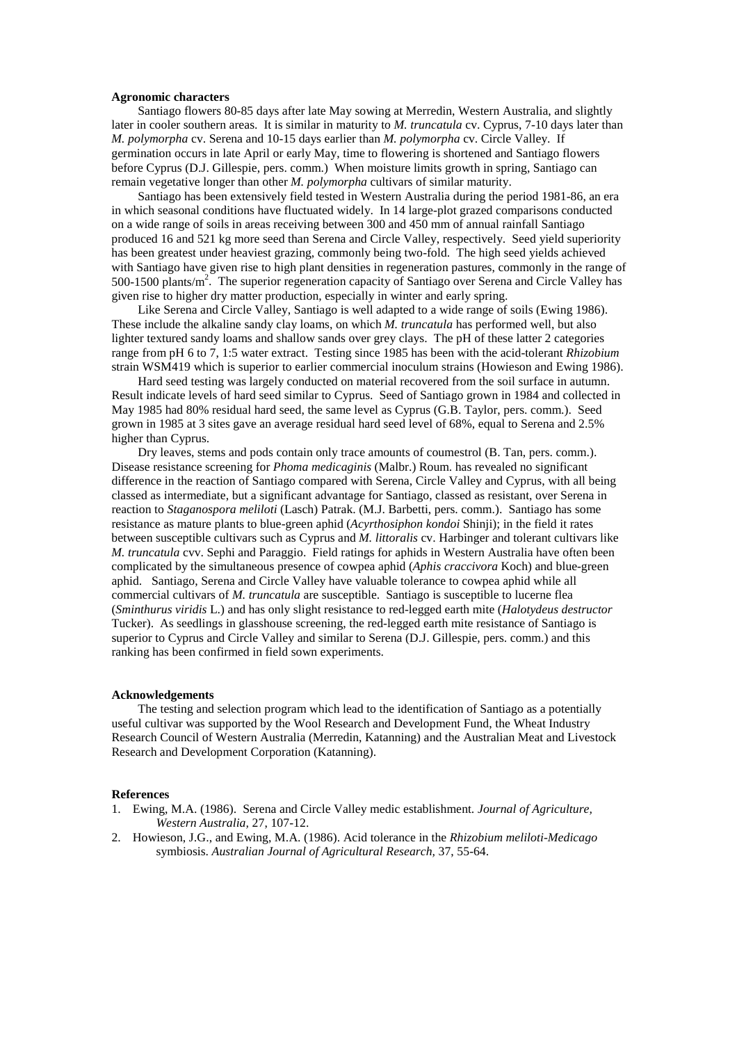**Agronomic characters**

Santiago flowers 80-85 days after late May sowing at Merredin, Western Australia, and slightly later in cooler southern areas. It is similar in maturity to *M. truncatula* cv. Cyprus, 7-10 days later than *M. polymorpha* cv. Serena and 10-15 days earlier than *M. polymorpha* cv. Circle Valley. If germination occurs in late April or early May, time to flowering is shortened and Santiago flowers before Cyprus (D.J. Gillespie, pers. comm.) When moisture limits growth in spring, Santiago can remain vegetative longer than other *M. polymorpha* cultivars of similar maturity.

Santiago has been extensively field tested in Western Australia during the period 1981-86, an era in which seasonal conditions have fluctuated widely. In 14 large-plot grazed comparisons conducted on a wide range of soils in areas receiving between 300 and 450 mm of annual rainfall Santiago produced 16 and 521 kg more seed than Serena and Circle Valley, respectively. Seed yield superiority has been greatest under heaviest grazing, commonly being two-fold. The high seed yields achieved with Santiago have given rise to high plant densities in regeneration pastures, commonly in the range of 500-1500 plants/m$^2$. The superior regeneration capacity of Santiago over Serena and Circle Valley has given rise to higher dry matter production, especially in winter and early spring.

Like Serena and Circle Valley, Santiago is well adapted to a wide range of soils (Ewing 1986). These include the alkaline sandy clay loams, on which *M. truncatula* has performed well, but also lighter textured sandy loams and shallow sands over grey clays. The pH of these latter 2 categories range from pH 6 to 7, 1:5 water extract. Testing since 1985 has been with the acid-tolerant *Rhizobium* strain WSM419 which is superior to earlier commercial inoculum strains (Howieson and Ewing 1986).

Hard seed testing was largely conducted on material recovered from the soil surface in autumn. Result indicate levels of hard seed similar to Cyprus. Seed of Santiago grown in 1984 and collected in May 1985 had 80% residual hard seed, the same level as Cyprus (G.B. Taylor, pers. comm.). Seed grown in 1985 at 3 sites gave an average residual hard seed level of 68%, equal to Serena and 2.5% higher than Cyprus.

Dry leaves, stems and pods contain only trace amounts of coumestrol (B. Tan, pers. comm.). Disease resistance screening for *Phoma medicaginis* (Malbr.) Roum. has revealed no significant difference in the reaction of Santiago compared with Serena, Circle Valley and Cyprus, with all being classed as intermediate, but a significant advantage for Santiago, classed as resistant, over Serena in reaction to *Staganospora meliloti* (Lasch) Patrak. (M.J. Barbetti, pers. comm.). Santiago has some resistance as mature plants to blue-green aphid (*Acyrthosiphon kondoi* Shinji); in the field it rates between susceptible cultivars such as Cyprus and *M. littoralis* cv. Harbinger and tolerant cultivars like *M. truncatula* cvv. Sephi and Paraggio. Field ratings for aphids in Western Australia have often been complicated by the simultaneous presence of cowpea aphid (*Aphis craccivora* Koch) and blue-green aphid. Santiago, Serena and Circle Valley have valuable tolerance to cowpea aphid while all commercial cultivars of *M. truncatula* are susceptible. Santiago is susceptible to lucerne flea (*Sminthurus viridis* L.) and has only slight resistance to red-legged earth mite (*Halotydeus destructor* Tucker). As seedlings in glasshouse screening, the red-legged earth mite resistance of Santiago is superior to Cyprus and Circle Valley and similar to Serena (D.J. Gillespie, pers. comm.) and this ranking has been confirmed in field sown experiments.

**Acknowledgements**

The testing and selection program which lead to the identification of Santiago as a potentially useful cultivar was supported by the Wool Research and Development Fund, the Wheat Industry Research Council of Western Australia (Merredin, Katanning) and the Australian Meat and Livestock Research and Development Corporation (Katanning).

**References**

1. Ewing, M.A. (1986). Serena and Circle Valley medic establishment. *Journal of Agriculture, Western Australia*, 27, 107-12.
2. Howieson, J.G., and Ewing, M.A. (1986). Acid tolerance in the *Rhizobium meliloti-Medicago* symbiosis. *Australian Journal of Agricultural Research*, 37, 55-64.